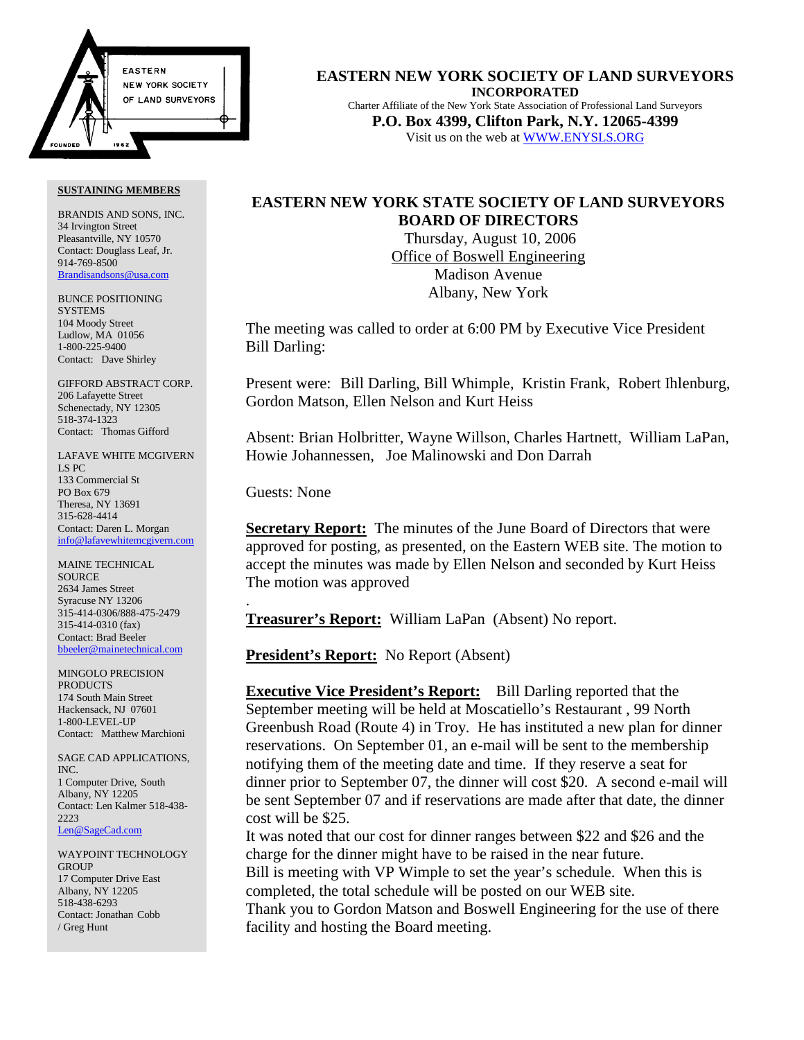# EASTERN NEW YORK SOCIETY OF LAND SURVEYORS

**INCORPORATED**

Charter Affiliate of the New York State Association of Professional Land Surveyors

**P.O. Box 4399, Clifton Park, N.Y. 12065-4399**

Visit us on the web at WWW.ENYSLS.ORG

**SUSTAINING MEMBERS**

BRANDIS AND SONS, INC.
34 Irvington Street
Pleasantville, NY 10570
Contact: Douglass Leaf, Jr.
914-769-8500
Brandisandsons@usa.com

BUNCE POSITIONING SYSTEMS
104 Moody Street
Ludlow, MA 01056
1-800-225-9400
Contact: Dave Shirley

GIFFORD ABSTRACT CORP.
206 Lafayette Street
Schenectady, NY 12305
518-374-1323
Contact: Thomas Gifford

LAFAVE WHITE MCGIVERN LS PC
133 Commercial St
PO Box 679
Theresa, NY 13691
315-628-4414
Contact: Daren L. Morgan
info@lafavewhitemcgivern.com

MAINE TECHNICAL SOURCE
2634 James Street
Syracuse NY 13206
315-414-0306/888-475-2479
315-414-0310 (fax)
Contact: Brad Beeler
bbeeler@mainetechnical.com

MINGOLO PRECISION PRODUCTS
174 South Main Street
Hackensack, NJ 07601
1-800-LEVEL-UP
Contact: Matthew Marchioni

SAGE CAD APPLICATIONS, INC.
1 Computer Drive, South
Albany, NY 12205
Contact: Len Kalmer 518-438-2223
Len@SageCad.com

WAYPOINT TECHNOLOGY GROUP
17 Computer Drive East
Albany, NY 12205
518-438-6293
Contact: Jonathan Cobb / Greg Hunt

## EASTERN NEW YORK STATE SOCIETY OF LAND SURVEYORS BOARD OF DIRECTORS

Thursday, August 10, 2006
Office of Boswell Engineering
Madison Avenue
Albany, New York

The meeting was called to order at 6:00 PM by Executive Vice President Bill Darling:

Present were: Bill Darling, Bill Whimple, Kristin Frank, Robert Ihlenburg, Gordon Matson, Ellen Nelson and Kurt Heiss

Absent: Brian Holbritter, Wayne Willson, Charles Hartnett, William LaPan, Howie Johannessen, Joe Malinowski and Don Darrah

Guests: None

**Secretary Report:** The minutes of the June Board of Directors that were approved for posting, as presented, on the Eastern WEB site. The motion to accept the minutes was made by Ellen Nelson and seconded by Kurt Heiss The motion was approved

.

**Treasurer's Report:** William LaPan (Absent) No report.

**President's Report:** No Report (Absent)

**Executive Vice President's Report:** Bill Darling reported that the September meeting will be held at Moscatiello's Restaurant , 99 North Greenbush Road (Route 4) in Troy. He has instituted a new plan for dinner reservations. On September 01, an e-mail will be sent to the membership notifying them of the meeting date and time. If they reserve a seat for dinner prior to September 07, the dinner will cost $20. A second e-mail will be sent September 07 and if reservations are made after that date, the dinner cost will be $25.
It was noted that our cost for dinner ranges between $22 and $26 and the charge for the dinner might have to be raised in the near future.
Bill is meeting with VP Wimple to set the year's schedule. When this is completed, the total schedule will be posted on our WEB site.
Thank you to Gordon Matson and Boswell Engineering for the use of there facility and hosting the Board meeting.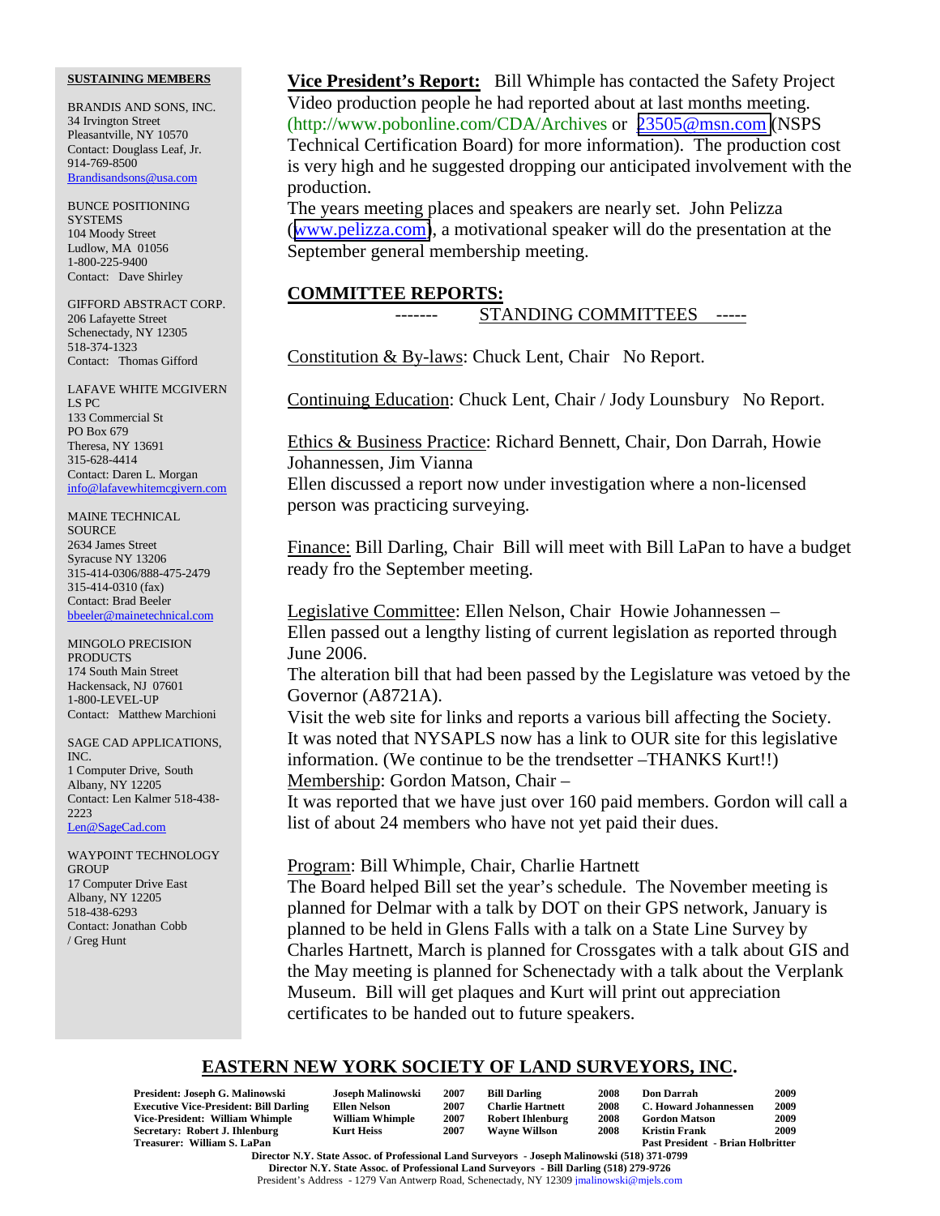**Vice President's Report:** Bill Whimple has contacted the Safety Project Video production people he had reported about at last months meeting. (http://www.pobonline.com/CDA/Archives or 23505@msn.com (NSPS Technical Certification Board) for more information). The production cost is very high and he suggested dropping our anticipated involvement with the production.

The years meeting places and speakers are nearly set. John Pelizza (www.pelizza.com), a motivational speaker will do the presentation at the September general membership meeting.

## COMMITTEE REPORTS:

------- STANDING COMMITTEES -----

Constitution & By-laws: Chuck Lent, Chair No Report.

Continuing Education: Chuck Lent, Chair / Jody Lounsbury No Report.

Ethics & Business Practice: Richard Bennett, Chair, Don Darrah, Howie Johannessen, Jim Vianna

Ellen discussed a report now under investigation where a non-licensed person was practicing surveying.

Finance: Bill Darling, Chair Bill will meet with Bill LaPan to have a budget ready fro the September meeting.

Legislative Committee: Ellen Nelson, Chair Howie Johannessen –

Ellen passed out a lengthy listing of current legislation as reported through June 2006.

The alteration bill that had been passed by the Legislature was vetoed by the Governor (A8721A).

Visit the web site for links and reports a various bill affecting the Society.

It was noted that NYSAPLS now has a link to OUR site for this legislative information. (We continue to be the trendsetter –THANKS Kurt!!)

Membership: Gordon Matson, Chair –

It was reported that we have just over 160 paid members. Gordon will call a list of about 24 members who have not yet paid their dues.

Program: Bill Whimple, Chair, Charlie Hartnett

The Board helped Bill set the year's schedule. The November meeting is planned for Delmar with a talk by DOT on their GPS network, January is planned to be held in Glens Falls with a talk on a State Line Survey by Charles Hartnett, March is planned for Crossgates with a talk about GIS and the May meeting is planned for Schenectady with a talk about the Verplank Museum. Bill will get plaques and Kurt will print out appreciation certificates to be handed out to future speakers.

**SUSTAINING MEMBERS**

BRANDIS AND SONS, INC.
34 Irvington Street
Pleasantville, NY 10570
Contact: Douglass Leaf, Jr.
914-769-8500
Brandisandsons@usa.com

BUNCE POSITIONING SYSTEMS
104 Moody Street
Ludlow, MA 01056
1-800-225-9400
Contact: Dave Shirley

GIFFORD ABSTRACT CORP.
206 Lafayette Street
Schenectady, NY 12305
518-374-1323
Contact: Thomas Gifford

LAFAVE WHITE MCGIVERN LS PC
133 Commercial St
PO Box 679
Theresa, NY 13691
315-628-4414
Contact: Daren L. Morgan
info@lafavewhitemcgivern.com

MAINE TECHNICAL SOURCE
2634 James Street
Syracuse NY 13206
315-414-0306/888-475-2479
315-414-0310 (fax)
Contact: Brad Beeler
bbeeler@mainetechnical.com

MINGOLO PRECISION PRODUCTS
174 South Main Street
Hackensack, NJ 07601
1-800-LEVEL-UP
Contact: Matthew Marchioni

SAGE CAD APPLICATIONS, INC.
1 Computer Drive, South
Albany, NY 12205
Contact: Len Kalmer 518-438-2223
Len@SageCad.com

WAYPOINT TECHNOLOGY GROUP
17 Computer Drive East
Albany, NY 12205
518-438-6293
Contact: Jonathan Cobb / Greg Hunt

## EASTERN NEW YORK SOCIETY OF LAND SURVEYORS, INC.

| | | | | | | |
|---|---|---|---|---|---|---|
| President: Joseph G. Malinowski | Joseph Malinowski | 2007 | Bill Darling | 2008 | Don Darrah | 2009 |
| Executive Vice-President: Bill Darling | Ellen Nelson | 2007 | Charlie Hartnett | 2008 | C. Howard Johannessen | 2009 |
| Vice-President: William Whimple | William Whimple | 2007 | Robert Ihlenburg | 2008 | Gordon Matson | 2009 |
| Secretary: Robert J. Ihlenburg | Kurt Heiss | 2007 | Wayne Willson | 2008 | Kristin Frank | 2009 |
| Treasurer: William S. LaPan | | | | | Past President - Brian Holbritter | |

Director N.Y. State Assoc. of Professional Land Surveyors - Joseph Malinowski (518) 371-0799
Director N.Y. State Assoc. of Professional Land Surveyors - Bill Darling (518) 279-9726
President's Address - 1279 Van Antwerp Road, Schenectady, NY 12309 jmalinowski@mjels.com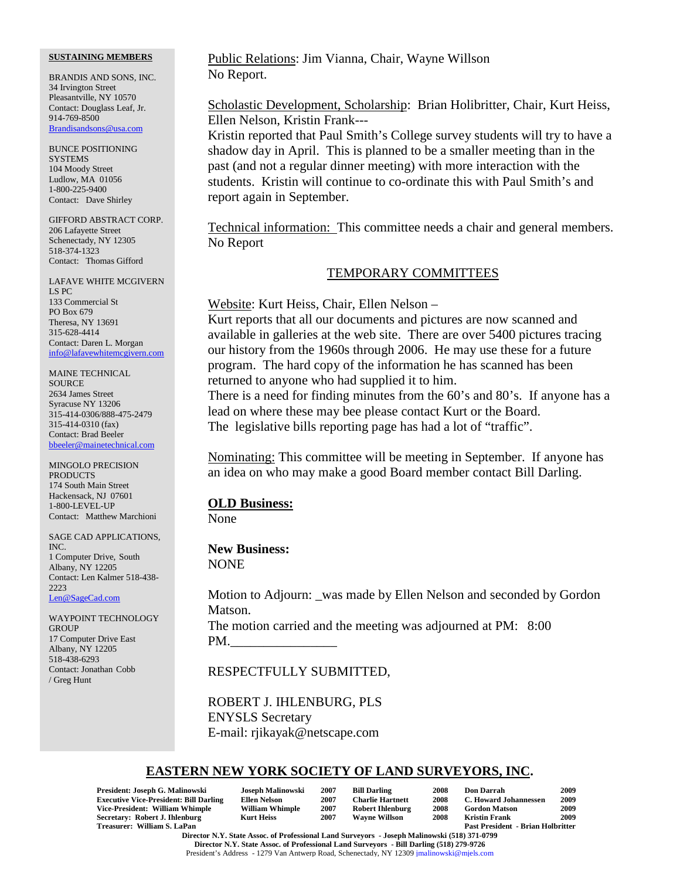**SUSTAINING MEMBERS**

BRANDIS AND SONS, INC.
34 Irvington Street
Pleasantville, NY 10570
Contact: Douglass Leaf, Jr.
914-769-8500
Brandisandsons@usa.com

BUNCE POSITIONING SYSTEMS
104 Moody Street
Ludlow, MA 01056
1-800-225-9400
Contact: Dave Shirley

GIFFORD ABSTRACT CORP.
206 Lafayette Street
Schenectady, NY 12305
518-374-1323
Contact: Thomas Gifford

LAFAVE WHITE MCGIVERN LS PC
133 Commercial St
PO Box 679
Theresa, NY 13691
315-628-4414
Contact: Daren L. Morgan
info@lafavewhitemcgivern.com

MAINE TECHNICAL SOURCE
2634 James Street
Syracuse NY 13206
315-414-0306/888-475-2479
315-414-0310 (fax)
Contact: Brad Beeler
bbeeler@mainetechnical.com

MINGOLO PRECISION PRODUCTS
174 South Main Street
Hackensack, NJ 07601
1-800-LEVEL-UP
Contact: Matthew Marchioni

SAGE CAD APPLICATIONS, INC.
1 Computer Drive, South
Albany, NY 12205
Contact: Len Kalmer 518-438-2223
Len@SageCad.com

WAYPOINT TECHNOLOGY GROUP
17 Computer Drive East
Albany, NY 12205
518-438-6293
Contact: Jonathan Cobb / Greg Hunt

Public Relations: Jim Vianna, Chair, Wayne Willson
No Report.

Scholastic Development, Scholarship: Brian Holibritter, Chair, Kurt Heiss, Ellen Nelson, Kristin Frank---
Kristin reported that Paul Smith's College survey students will try to have a shadow day in April. This is planned to be a smaller meeting than in the past (and not a regular dinner meeting) with more interaction with the students. Kristin will continue to co-ordinate this with Paul Smith's and report again in September.

Technical information: This committee needs a chair and general members. No Report

## TEMPORARY COMMITTEES

Website: Kurt Heiss, Chair, Ellen Nelson –
Kurt reports that all our documents and pictures are now scanned and available in galleries at the web site. There are over 5400 pictures tracing our history from the 1960s through 2006. He may use these for a future program. The hard copy of the information he has scanned has been returned to anyone who had supplied it to him.
There is a need for finding minutes from the 60's and 80's. If anyone has a lead on where these may bee please contact Kurt or the Board.
The legislative bills reporting page has had a lot of "traffic".

Nominating: This committee will be meeting in September. If anyone has an idea on who may make a good Board member contact Bill Darling.

**OLD Business:**
None

**New Business:**
NONE

Motion to Adjourn: _was made by Ellen Nelson and seconded by Gordon Matson.
The motion carried and the meeting was adjourned at PM: 8:00 PM.________________

RESPECTFULLY SUBMITTED,

ROBERT J. IHLENBURG, PLS
ENYSLS Secretary
E-mail: rjikayak@netscape.com

## EASTERN NEW YORK SOCIETY OF LAND SURVEYORS, INC.

| | | | | | | | |
|---|---|---|---|---|---|---|---|
| **President: Joseph G. Malinowski** | **Joseph Malinowski** | **2007** | **Bill Darling** | **2008** | **Don Darrah** | **2009** |
| **Executive Vice-President: Bill Darling** | **Ellen Nelson** | **2007** | **Charlie Hartnett** | **2008** | **C. Howard Johannessen** | **2009** |
| **Vice-President: William Whimple** | **William Whimple** | **2007** | **Robert Ihlenburg** | **2008** | **Gordon Matson** | **2009** |
| **Secretary: Robert J. Ihlenburg** | **Kurt Heiss** | **2007** | **Wayne Willson** | **2008** | **Kristin Frank** | **2009** |
| **Treasurer: William S. LaPan** | | | | | **Past President - Brian Holbritter** | |

**Director N.Y. State Assoc. of Professional Land Surveyors - Joseph Malinowski (518) 371-0799**
**Director N.Y. State Assoc. of Professional Land Surveyors - Bill Darling (518) 279-9726**
President's Address - 1279 Van Antwerp Road, Schenectady, NY 12309 jmalinowski@mjels.com